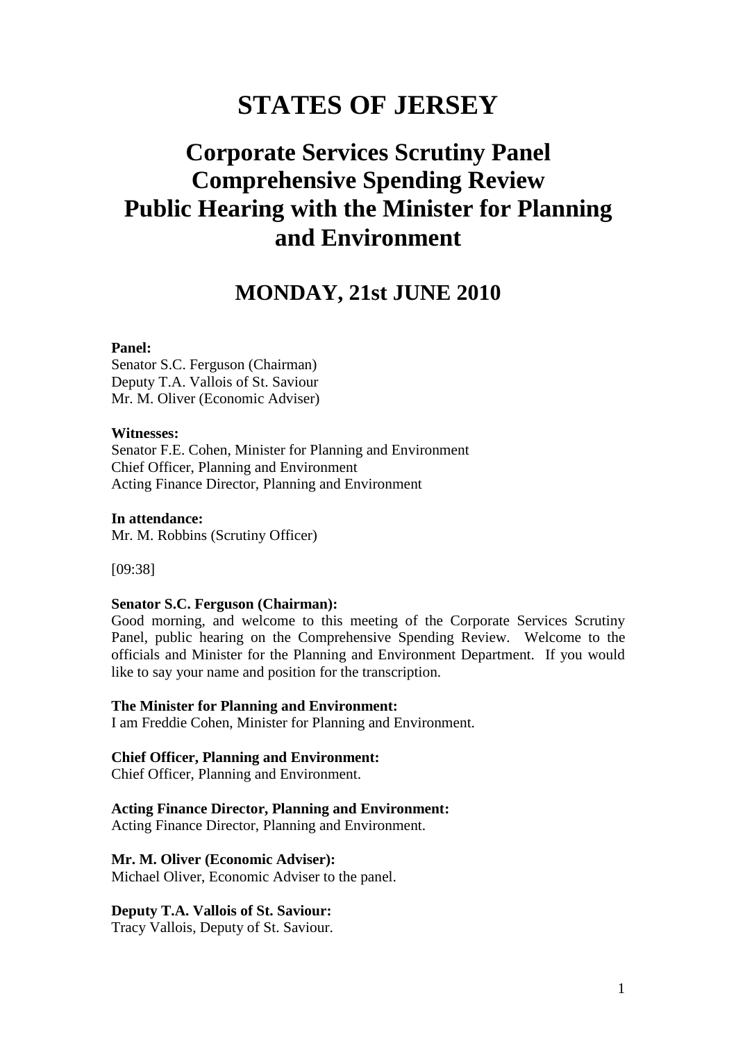# STATES OF JERSEY

## Corporate Services Scrutiny Panel
## Comprehensive Spending Review
## Public Hearing with the Minister for Planning and Environment

## MONDAY, 21st JUNE 2010

**Panel:**
Senator S.C. Ferguson (Chairman)
Deputy T.A. Vallois of St. Saviour
Mr. M. Oliver (Economic Adviser)

**Witnesses:**
Senator F.E. Cohen, Minister for Planning and Environment
Chief Officer, Planning and Environment
Acting Finance Director, Planning and Environment

**In attendance:**
Mr. M. Robbins (Scrutiny Officer)

[09:38]

**Senator S.C. Ferguson (Chairman):**
Good morning, and welcome to this meeting of the Corporate Services Scrutiny Panel, public hearing on the Comprehensive Spending Review. Welcome to the officials and Minister for the Planning and Environment Department. If you would like to say your name and position for the transcription.

**The Minister for Planning and Environment:**
I am Freddie Cohen, Minister for Planning and Environment.

**Chief Officer, Planning and Environment:**
Chief Officer, Planning and Environment.

**Acting Finance Director, Planning and Environment:**
Acting Finance Director, Planning and Environment.

**Mr. M. Oliver (Economic Adviser):**
Michael Oliver, Economic Adviser to the panel.

**Deputy T.A. Vallois of St. Saviour:**
Tracy Vallois, Deputy of St. Saviour.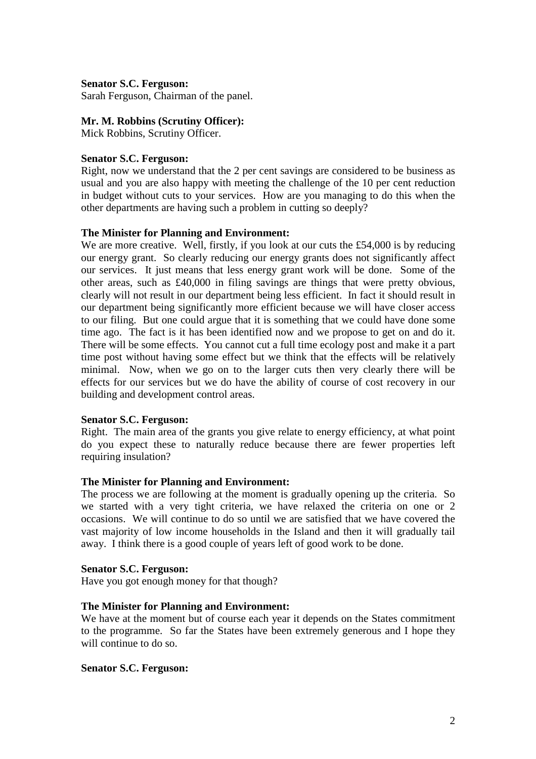**Senator S.C. Ferguson:**
Sarah Ferguson, Chairman of the panel.

**Mr. M. Robbins (Scrutiny Officer):**
Mick Robbins, Scrutiny Officer.

**Senator S.C. Ferguson:**
Right, now we understand that the 2 per cent savings are considered to be business as usual and you are also happy with meeting the challenge of the 10 per cent reduction in budget without cuts to your services. How are you managing to do this when the other departments are having such a problem in cutting so deeply?

**The Minister for Planning and Environment:**
We are more creative. Well, firstly, if you look at our cuts the £54,000 is by reducing our energy grant. So clearly reducing our energy grants does not significantly affect our services. It just means that less energy grant work will be done. Some of the other areas, such as £40,000 in filing savings are things that were pretty obvious, clearly will not result in our department being less efficient. In fact it should result in our department being significantly more efficient because we will have closer access to our filing. But one could argue that it is something that we could have done some time ago. The fact is it has been identified now and we propose to get on and do it. There will be some effects. You cannot cut a full time ecology post and make it a part time post without having some effect but we think that the effects will be relatively minimal. Now, when we go on to the larger cuts then very clearly there will be effects for our services but we do have the ability of course of cost recovery in our building and development control areas.

**Senator S.C. Ferguson:**
Right. The main area of the grants you give relate to energy efficiency, at what point do you expect these to naturally reduce because there are fewer properties left requiring insulation?

**The Minister for Planning and Environment:**
The process we are following at the moment is gradually opening up the criteria. So we started with a very tight criteria, we have relaxed the criteria on one or 2 occasions. We will continue to do so until we are satisfied that we have covered the vast majority of low income households in the Island and then it will gradually tail away. I think there is a good couple of years left of good work to be done.

**Senator S.C. Ferguson:**
Have you got enough money for that though?

**The Minister for Planning and Environment:**
We have at the moment but of course each year it depends on the States commitment to the programme. So far the States have been extremely generous and I hope they will continue to do so.

**Senator S.C. Ferguson:**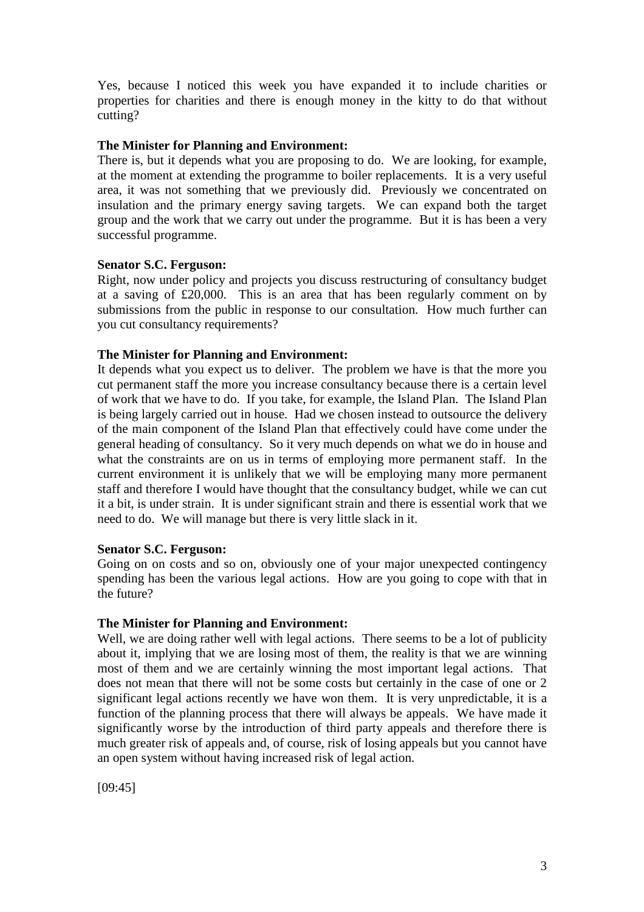Yes, because I noticed this week you have expanded it to include charities or properties for charities and there is enough money in the kitty to do that without cutting?

**The Minister for Planning and Environment:**

There is, but it depends what you are proposing to do. We are looking, for example, at the moment at extending the programme to boiler replacements. It is a very useful area, it was not something that we previously did. Previously we concentrated on insulation and the primary energy saving targets. We can expand both the target group and the work that we carry out under the programme. But it is has been a very successful programme.

**Senator S.C. Ferguson:**

Right, now under policy and projects you discuss restructuring of consultancy budget at a saving of £20,000. This is an area that has been regularly comment on by submissions from the public in response to our consultation. How much further can you cut consultancy requirements?

**The Minister for Planning and Environment:**

It depends what you expect us to deliver. The problem we have is that the more you cut permanent staff the more you increase consultancy because there is a certain level of work that we have to do. If you take, for example, the Island Plan. The Island Plan is being largely carried out in house. Had we chosen instead to outsource the delivery of the main component of the Island Plan that effectively could have come under the general heading of consultancy. So it very much depends on what we do in house and what the constraints are on us in terms of employing more permanent staff. In the current environment it is unlikely that we will be employing many more permanent staff and therefore I would have thought that the consultancy budget, while we can cut it a bit, is under strain. It is under significant strain and there is essential work that we need to do. We will manage but there is very little slack in it.

**Senator S.C. Ferguson:**

Going on on costs and so on, obviously one of your major unexpected contingency spending has been the various legal actions. How are you going to cope with that in the future?

**The Minister for Planning and Environment:**

Well, we are doing rather well with legal actions. There seems to be a lot of publicity about it, implying that we are losing most of them, the reality is that we are winning most of them and we are certainly winning the most important legal actions. That does not mean that there will not be some costs but certainly in the case of one or 2 significant legal actions recently we have won them. It is very unpredictable, it is a function of the planning process that there will always be appeals. We have made it significantly worse by the introduction of third party appeals and therefore there is much greater risk of appeals and, of course, risk of losing appeals but you cannot have an open system without having increased risk of legal action.

[09:45]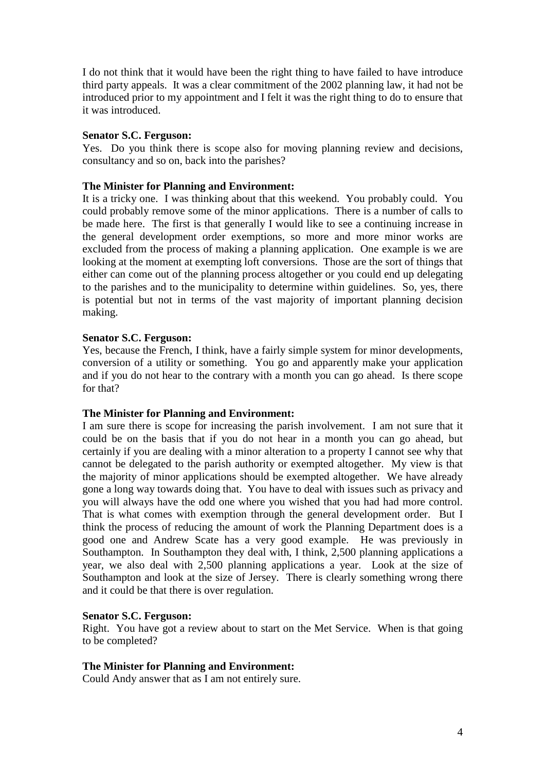I do not think that it would have been the right thing to have failed to have introduce third party appeals. It was a clear commitment of the 2002 planning law, it had not be introduced prior to my appointment and I felt it was the right thing to do to ensure that it was introduced.

**Senator S.C. Ferguson:**
Yes. Do you think there is scope also for moving planning review and decisions, consultancy and so on, back into the parishes?

**The Minister for Planning and Environment:**
It is a tricky one. I was thinking about that this weekend. You probably could. You could probably remove some of the minor applications. There is a number of calls to be made here. The first is that generally I would like to see a continuing increase in the general development order exemptions, so more and more minor works are excluded from the process of making a planning application. One example is we are looking at the moment at exempting loft conversions. Those are the sort of things that either can come out of the planning process altogether or you could end up delegating to the parishes and to the municipality to determine within guidelines. So, yes, there is potential but not in terms of the vast majority of important planning decision making.

**Senator S.C. Ferguson:**
Yes, because the French, I think, have a fairly simple system for minor developments, conversion of a utility or something. You go and apparently make your application and if you do not hear to the contrary with a month you can go ahead. Is there scope for that?

**The Minister for Planning and Environment:**
I am sure there is scope for increasing the parish involvement. I am not sure that it could be on the basis that if you do not hear in a month you can go ahead, but certainly if you are dealing with a minor alteration to a property I cannot see why that cannot be delegated to the parish authority or exempted altogether. My view is that the majority of minor applications should be exempted altogether. We have already gone a long way towards doing that. You have to deal with issues such as privacy and you will always have the odd one where you wished that you had had more control. That is what comes with exemption through the general development order. But I think the process of reducing the amount of work the Planning Department does is a good one and Andrew Scate has a very good example. He was previously in Southampton. In Southampton they deal with, I think, 2,500 planning applications a year, we also deal with 2,500 planning applications a year. Look at the size of Southampton and look at the size of Jersey. There is clearly something wrong there and it could be that there is over regulation.

**Senator S.C. Ferguson:**
Right. You have got a review about to start on the Met Service. When is that going to be completed?

**The Minister for Planning and Environment:**
Could Andy answer that as I am not entirely sure.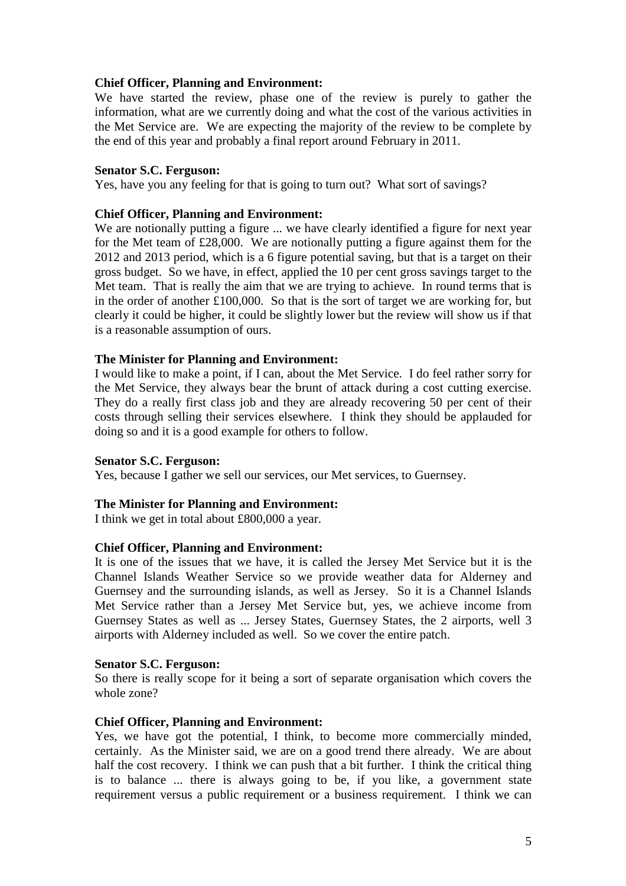**Chief Officer, Planning and Environment:**
We have started the review, phase one of the review is purely to gather the information, what are we currently doing and what the cost of the various activities in the Met Service are. We are expecting the majority of the review to be complete by the end of this year and probably a final report around February in 2011.

**Senator S.C. Ferguson:**
Yes, have you any feeling for that is going to turn out? What sort of savings?

**Chief Officer, Planning and Environment:**
We are notionally putting a figure ... we have clearly identified a figure for next year for the Met team of £28,000. We are notionally putting a figure against them for the 2012 and 2013 period, which is a 6 figure potential saving, but that is a target on their gross budget. So we have, in effect, applied the 10 per cent gross savings target to the Met team. That is really the aim that we are trying to achieve. In round terms that is in the order of another £100,000. So that is the sort of target we are working for, but clearly it could be higher, it could be slightly lower but the review will show us if that is a reasonable assumption of ours.

**The Minister for Planning and Environment:**
I would like to make a point, if I can, about the Met Service. I do feel rather sorry for the Met Service, they always bear the brunt of attack during a cost cutting exercise. They do a really first class job and they are already recovering 50 per cent of their costs through selling their services elsewhere. I think they should be applauded for doing so and it is a good example for others to follow.

**Senator S.C. Ferguson:**
Yes, because I gather we sell our services, our Met services, to Guernsey.

**The Minister for Planning and Environment:**
I think we get in total about £800,000 a year.

**Chief Officer, Planning and Environment:**
It is one of the issues that we have, it is called the Jersey Met Service but it is the Channel Islands Weather Service so we provide weather data for Alderney and Guernsey and the surrounding islands, as well as Jersey. So it is a Channel Islands Met Service rather than a Jersey Met Service but, yes, we achieve income from Guernsey States as well as ... Jersey States, Guernsey States, the 2 airports, well 3 airports with Alderney included as well. So we cover the entire patch.

**Senator S.C. Ferguson:**
So there is really scope for it being a sort of separate organisation which covers the whole zone?

**Chief Officer, Planning and Environment:**
Yes, we have got the potential, I think, to become more commercially minded, certainly. As the Minister said, we are on a good trend there already. We are about half the cost recovery. I think we can push that a bit further. I think the critical thing is to balance ... there is always going to be, if you like, a government state requirement versus a public requirement or a business requirement. I think we can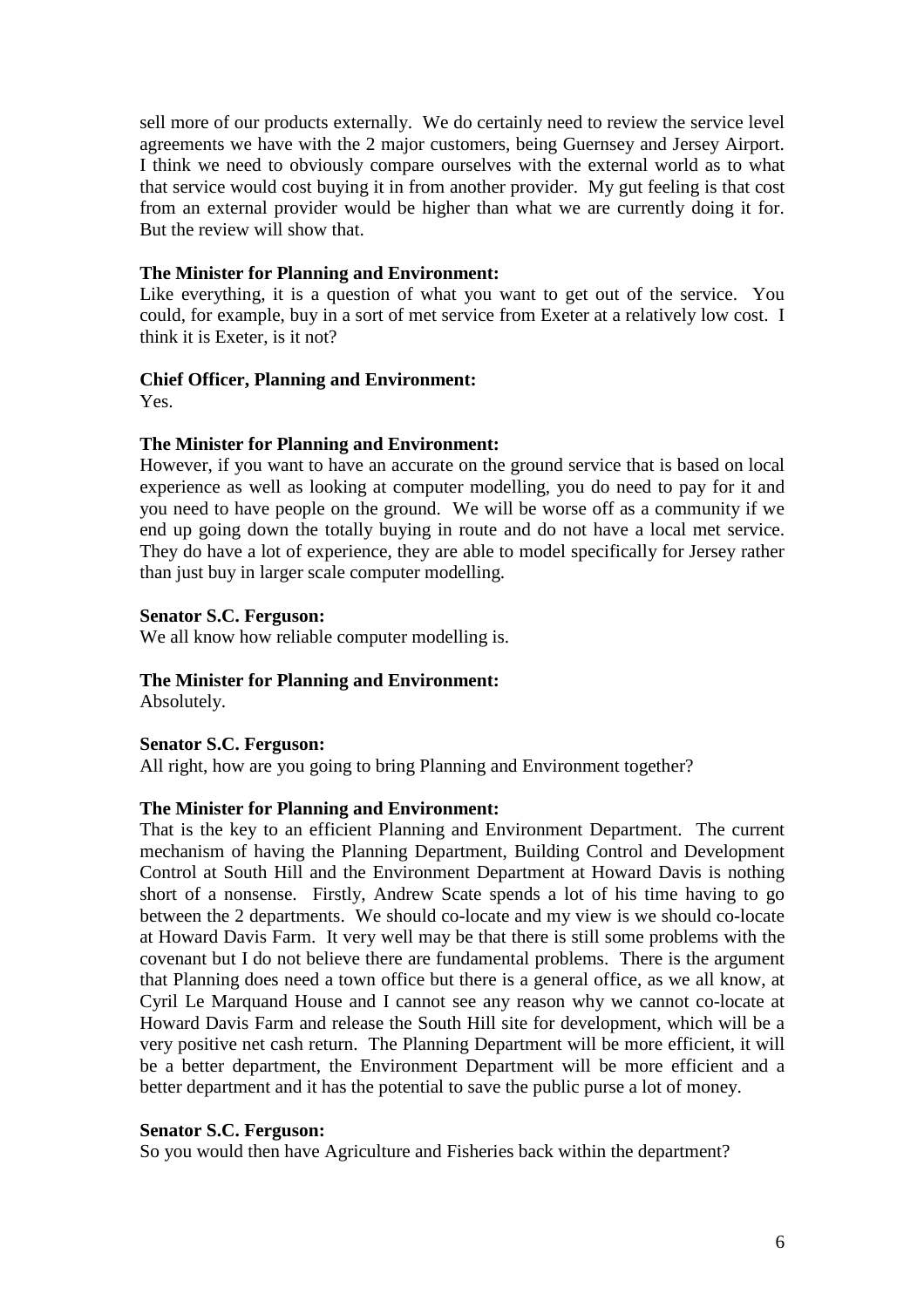sell more of our products externally. We do certainly need to review the service level agreements we have with the 2 major customers, being Guernsey and Jersey Airport. I think we need to obviously compare ourselves with the external world as to what that service would cost buying it in from another provider. My gut feeling is that cost from an external provider would be higher than what we are currently doing it for. But the review will show that.

**The Minister for Planning and Environment:**
Like everything, it is a question of what you want to get out of the service. You could, for example, buy in a sort of met service from Exeter at a relatively low cost. I think it is Exeter, is it not?

**Chief Officer, Planning and Environment:**
Yes.

**The Minister for Planning and Environment:**
However, if you want to have an accurate on the ground service that is based on local experience as well as looking at computer modelling, you do need to pay for it and you need to have people on the ground. We will be worse off as a community if we end up going down the totally buying in route and do not have a local met service. They do have a lot of experience, they are able to model specifically for Jersey rather than just buy in larger scale computer modelling.

**Senator S.C. Ferguson:**
We all know how reliable computer modelling is.

**The Minister for Planning and Environment:**
Absolutely.

**Senator S.C. Ferguson:**
All right, how are you going to bring Planning and Environment together?

**The Minister for Planning and Environment:**
That is the key to an efficient Planning and Environment Department. The current mechanism of having the Planning Department, Building Control and Development Control at South Hill and the Environment Department at Howard Davis is nothing short of a nonsense. Firstly, Andrew Scate spends a lot of his time having to go between the 2 departments. We should co-locate and my view is we should co-locate at Howard Davis Farm. It very well may be that there is still some problems with the covenant but I do not believe there are fundamental problems. There is the argument that Planning does need a town office but there is a general office, as we all know, at Cyril Le Marquand House and I cannot see any reason why we cannot co-locate at Howard Davis Farm and release the South Hill site for development, which will be a very positive net cash return. The Planning Department will be more efficient, it will be a better department, the Environment Department will be more efficient and a better department and it has the potential to save the public purse a lot of money.

**Senator S.C. Ferguson:**
So you would then have Agriculture and Fisheries back within the department?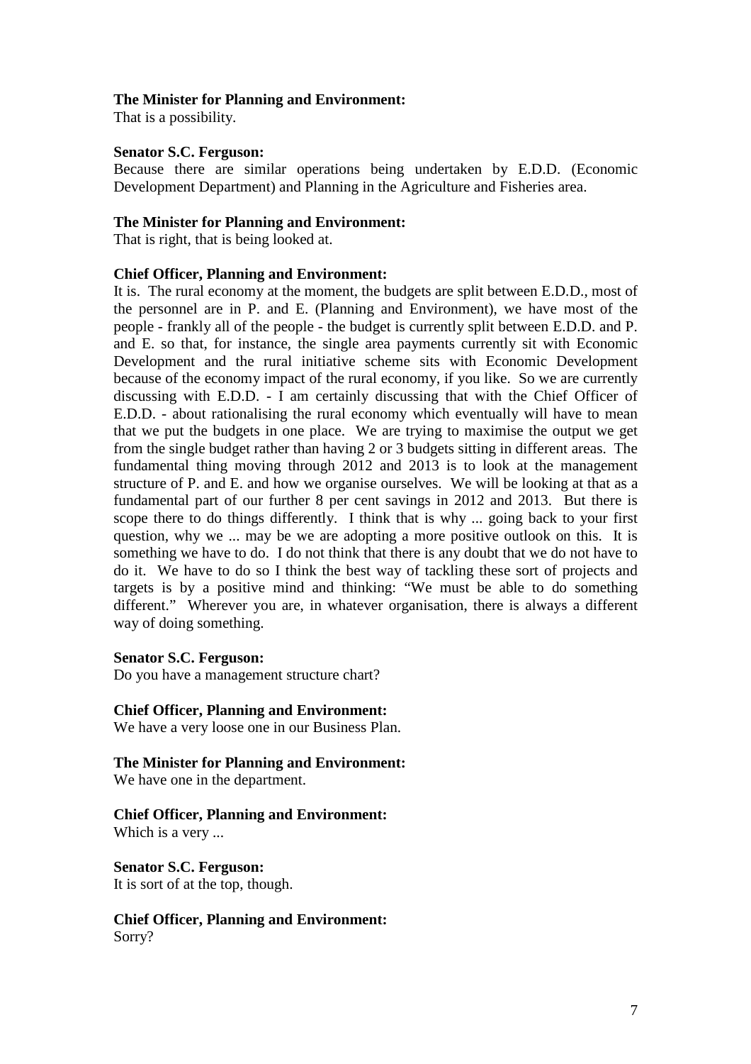**The Minister for Planning and Environment:**
That is a possibility.

**Senator S.C. Ferguson:**
Because there are similar operations being undertaken by E.D.D. (Economic Development Department) and Planning in the Agriculture and Fisheries area.

**The Minister for Planning and Environment:**
That is right, that is being looked at.

**Chief Officer, Planning and Environment:**
It is. The rural economy at the moment, the budgets are split between E.D.D., most of the personnel are in P. and E. (Planning and Environment), we have most of the people - frankly all of the people - the budget is currently split between E.D.D. and P. and E. so that, for instance, the single area payments currently sit with Economic Development and the rural initiative scheme sits with Economic Development because of the economy impact of the rural economy, if you like. So we are currently discussing with E.D.D. - I am certainly discussing that with the Chief Officer of E.D.D. - about rationalising the rural economy which eventually will have to mean that we put the budgets in one place. We are trying to maximise the output we get from the single budget rather than having 2 or 3 budgets sitting in different areas. The fundamental thing moving through 2012 and 2013 is to look at the management structure of P. and E. and how we organise ourselves. We will be looking at that as a fundamental part of our further 8 per cent savings in 2012 and 2013. But there is scope there to do things differently. I think that is why ... going back to your first question, why we ... may be we are adopting a more positive outlook on this. It is something we have to do. I do not think that there is any doubt that we do not have to do it. We have to do so I think the best way of tackling these sort of projects and targets is by a positive mind and thinking: "We must be able to do something different." Wherever you are, in whatever organisation, there is always a different way of doing something.

**Senator S.C. Ferguson:**
Do you have a management structure chart?

**Chief Officer, Planning and Environment:**
We have a very loose one in our Business Plan.

**The Minister for Planning and Environment:**
We have one in the department.

**Chief Officer, Planning and Environment:**
Which is a very ...

**Senator S.C. Ferguson:**
It is sort of at the top, though.

**Chief Officer, Planning and Environment:**
Sorry?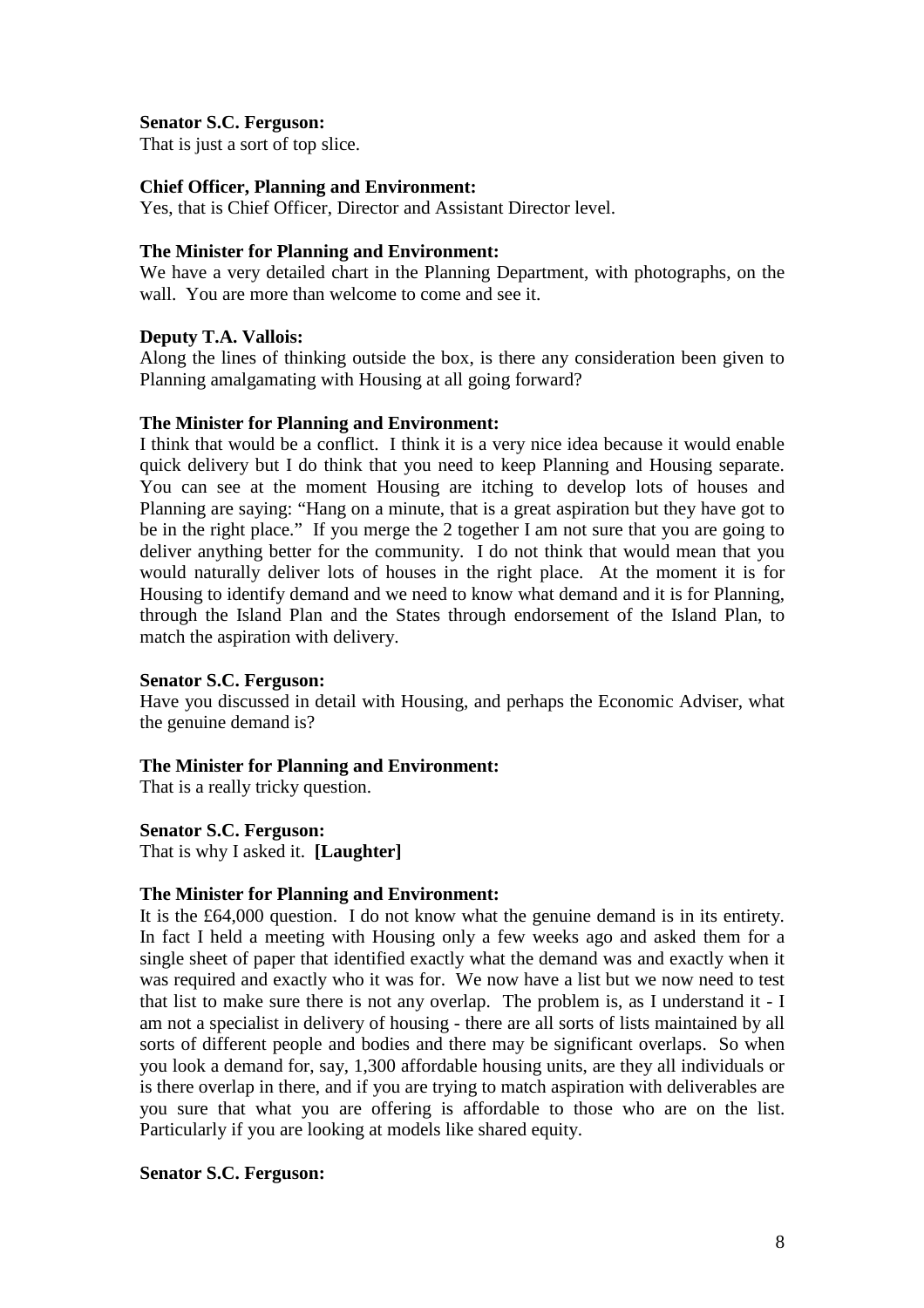**Senator S.C. Ferguson:**
That is just a sort of top slice.

**Chief Officer, Planning and Environment:**
Yes, that is Chief Officer, Director and Assistant Director level.

**The Minister for Planning and Environment:**
We have a very detailed chart in the Planning Department, with photographs, on the wall. You are more than welcome to come and see it.

**Deputy T.A. Vallois:**
Along the lines of thinking outside the box, is there any consideration been given to Planning amalgamating with Housing at all going forward?

**The Minister for Planning and Environment:**
I think that would be a conflict. I think it is a very nice idea because it would enable quick delivery but I do think that you need to keep Planning and Housing separate. You can see at the moment Housing are itching to develop lots of houses and Planning are saying: "Hang on a minute, that is a great aspiration but they have got to be in the right place." If you merge the 2 together I am not sure that you are going to deliver anything better for the community. I do not think that would mean that you would naturally deliver lots of houses in the right place. At the moment it is for Housing to identify demand and we need to know what demand and it is for Planning, through the Island Plan and the States through endorsement of the Island Plan, to match the aspiration with delivery.

**Senator S.C. Ferguson:**
Have you discussed in detail with Housing, and perhaps the Economic Adviser, what the genuine demand is?

**The Minister for Planning and Environment:**
That is a really tricky question.

**Senator S.C. Ferguson:**
That is why I asked it. **[Laughter]**

**The Minister for Planning and Environment:**
It is the £64,000 question. I do not know what the genuine demand is in its entirety. In fact I held a meeting with Housing only a few weeks ago and asked them for a single sheet of paper that identified exactly what the demand was and exactly when it was required and exactly who it was for. We now have a list but we now need to test that list to make sure there is not any overlap. The problem is, as I understand it - I am not a specialist in delivery of housing - there are all sorts of lists maintained by all sorts of different people and bodies and there may be significant overlaps. So when you look a demand for, say, 1,300 affordable housing units, are they all individuals or is there overlap in there, and if you are trying to match aspiration with deliverables are you sure that what you are offering is affordable to those who are on the list. Particularly if you are looking at models like shared equity.

**Senator S.C. Ferguson:**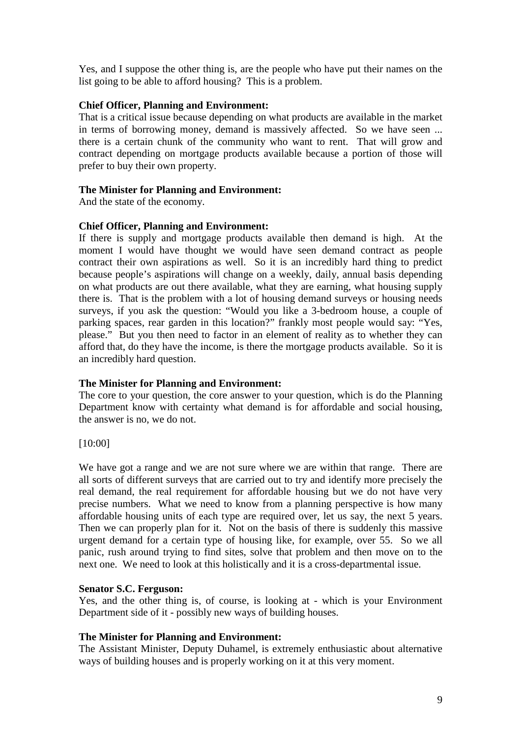Yes, and I suppose the other thing is, are the people who have put their names on the list going to be able to afford housing? This is a problem.

**Chief Officer, Planning and Environment:**
That is a critical issue because depending on what products are available in the market in terms of borrowing money, demand is massively affected. So we have seen ... there is a certain chunk of the community who want to rent. That will grow and contract depending on mortgage products available because a portion of those will prefer to buy their own property.

**The Minister for Planning and Environment:**
And the state of the economy.

**Chief Officer, Planning and Environment:**
If there is supply and mortgage products available then demand is high. At the moment I would have thought we would have seen demand contract as people contract their own aspirations as well. So it is an incredibly hard thing to predict because people's aspirations will change on a weekly, daily, annual basis depending on what products are out there available, what they are earning, what housing supply there is. That is the problem with a lot of housing demand surveys or housing needs surveys, if you ask the question: "Would you like a 3-bedroom house, a couple of parking spaces, rear garden in this location?" frankly most people would say: "Yes, please." But you then need to factor in an element of reality as to whether they can afford that, do they have the income, is there the mortgage products available. So it is an incredibly hard question.

**The Minister for Planning and Environment:**
The core to your question, the core answer to your question, which is do the Planning Department know with certainty what demand is for affordable and social housing, the answer is no, we do not.

[10:00]

We have got a range and we are not sure where we are within that range. There are all sorts of different surveys that are carried out to try and identify more precisely the real demand, the real requirement for affordable housing but we do not have very precise numbers. What we need to know from a planning perspective is how many affordable housing units of each type are required over, let us say, the next 5 years. Then we can properly plan for it. Not on the basis of there is suddenly this massive urgent demand for a certain type of housing like, for example, over 55. So we all panic, rush around trying to find sites, solve that problem and then move on to the next one. We need to look at this holistically and it is a cross-departmental issue.

**Senator S.C. Ferguson:**
Yes, and the other thing is, of course, is looking at - which is your Environment Department side of it - possibly new ways of building houses.

**The Minister for Planning and Environment:**
The Assistant Minister, Deputy Duhamel, is extremely enthusiastic about alternative ways of building houses and is properly working on it at this very moment.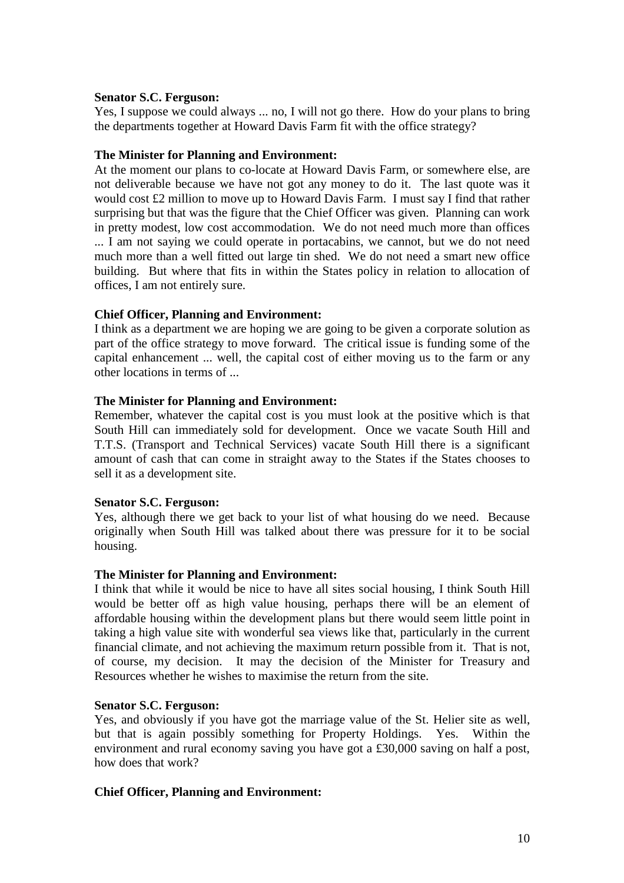**Senator S.C. Ferguson:**

Yes, I suppose we could always ... no, I will not go there. How do your plans to bring the departments together at Howard Davis Farm fit with the office strategy?

**The Minister for Planning and Environment:**

At the moment our plans to co-locate at Howard Davis Farm, or somewhere else, are not deliverable because we have not got any money to do it. The last quote was it would cost £2 million to move up to Howard Davis Farm. I must say I find that rather surprising but that was the figure that the Chief Officer was given. Planning can work in pretty modest, low cost accommodation. We do not need much more than offices ... I am not saying we could operate in portacabins, we cannot, but we do not need much more than a well fitted out large tin shed. We do not need a smart new office building. But where that fits in within the States policy in relation to allocation of offices, I am not entirely sure.

**Chief Officer, Planning and Environment:**

I think as a department we are hoping we are going to be given a corporate solution as part of the office strategy to move forward. The critical issue is funding some of the capital enhancement ... well, the capital cost of either moving us to the farm or any other locations in terms of ...

**The Minister for Planning and Environment:**

Remember, whatever the capital cost is you must look at the positive which is that South Hill can immediately sold for development. Once we vacate South Hill and T.T.S. (Transport and Technical Services) vacate South Hill there is a significant amount of cash that can come in straight away to the States if the States chooses to sell it as a development site.

**Senator S.C. Ferguson:**

Yes, although there we get back to your list of what housing do we need. Because originally when South Hill was talked about there was pressure for it to be social housing.

**The Minister for Planning and Environment:**

I think that while it would be nice to have all sites social housing, I think South Hill would be better off as high value housing, perhaps there will be an element of affordable housing within the development plans but there would seem little point in taking a high value site with wonderful sea views like that, particularly in the current financial climate, and not achieving the maximum return possible from it. That is not, of course, my decision. It may the decision of the Minister for Treasury and Resources whether he wishes to maximise the return from the site.

**Senator S.C. Ferguson:**

Yes, and obviously if you have got the marriage value of the St. Helier site as well, but that is again possibly something for Property Holdings. Yes. Within the environment and rural economy saving you have got a £30,000 saving on half a post, how does that work?

**Chief Officer, Planning and Environment:**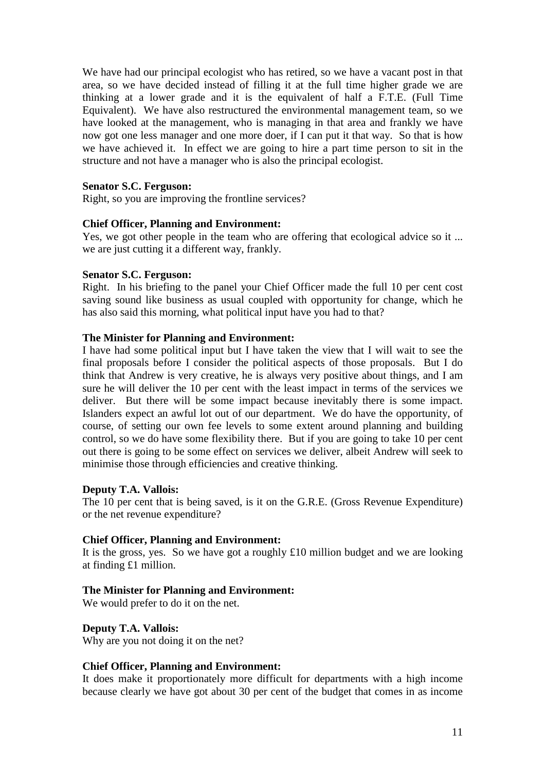We have had our principal ecologist who has retired, so we have a vacant post in that area, so we have decided instead of filling it at the full time higher grade we are thinking at a lower grade and it is the equivalent of half a F.T.E. (Full Time Equivalent). We have also restructured the environmental management team, so we have looked at the management, who is managing in that area and frankly we have now got one less manager and one more doer, if I can put it that way. So that is how we have achieved it. In effect we are going to hire a part time person to sit in the structure and not have a manager who is also the principal ecologist.

**Senator S.C. Ferguson:**
Right, so you are improving the frontline services?

**Chief Officer, Planning and Environment:**
Yes, we got other people in the team who are offering that ecological advice so it ... we are just cutting it a different way, frankly.

**Senator S.C. Ferguson:**
Right. In his briefing to the panel your Chief Officer made the full 10 per cent cost saving sound like business as usual coupled with opportunity for change, which he has also said this morning, what political input have you had to that?

**The Minister for Planning and Environment:**
I have had some political input but I have taken the view that I will wait to see the final proposals before I consider the political aspects of those proposals. But I do think that Andrew is very creative, he is always very positive about things, and I am sure he will deliver the 10 per cent with the least impact in terms of the services we deliver. But there will be some impact because inevitably there is some impact. Islanders expect an awful lot out of our department. We do have the opportunity, of course, of setting our own fee levels to some extent around planning and building control, so we do have some flexibility there. But if you are going to take 10 per cent out there is going to be some effect on services we deliver, albeit Andrew will seek to minimise those through efficiencies and creative thinking.

**Deputy T.A. Vallois:**
The 10 per cent that is being saved, is it on the G.R.E. (Gross Revenue Expenditure) or the net revenue expenditure?

**Chief Officer, Planning and Environment:**
It is the gross, yes. So we have got a roughly £10 million budget and we are looking at finding £1 million.

**The Minister for Planning and Environment:**
We would prefer to do it on the net.

**Deputy T.A. Vallois:**
Why are you not doing it on the net?

**Chief Officer, Planning and Environment:**
It does make it proportionately more difficult for departments with a high income because clearly we have got about 30 per cent of the budget that comes in as income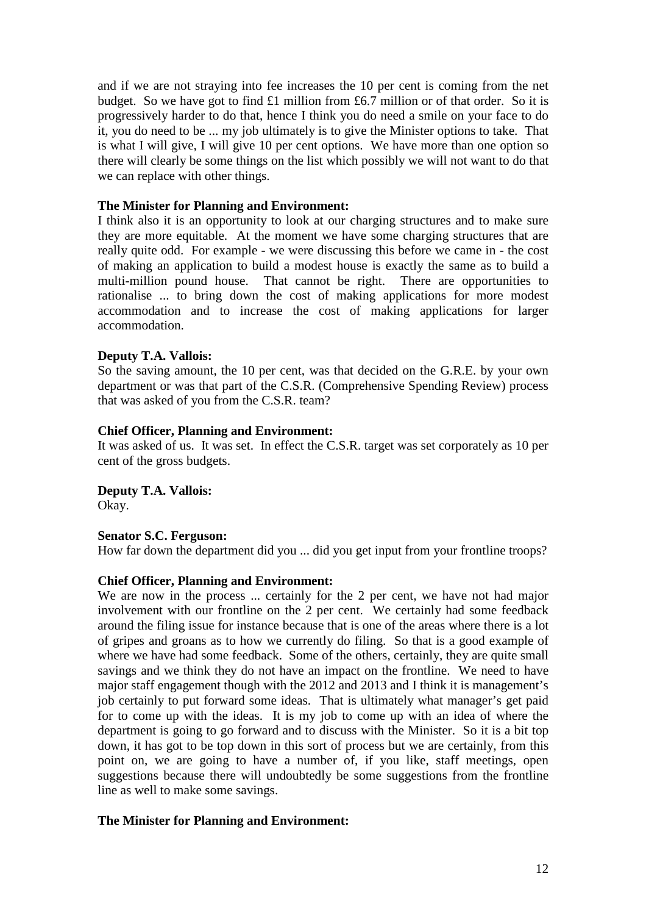and if we are not straying into fee increases the 10 per cent is coming from the net budget. So we have got to find £1 million from £6.7 million or of that order. So it is progressively harder to do that, hence I think you do need a smile on your face to do it, you do need to be ... my job ultimately is to give the Minister options to take. That is what I will give, I will give 10 per cent options. We have more than one option so there will clearly be some things on the list which possibly we will not want to do that we can replace with other things.

**The Minister for Planning and Environment:**

I think also it is an opportunity to look at our charging structures and to make sure they are more equitable. At the moment we have some charging structures that are really quite odd. For example - we were discussing this before we came in - the cost of making an application to build a modest house is exactly the same as to build a multi-million pound house. That cannot be right. There are opportunities to rationalise ... to bring down the cost of making applications for more modest accommodation and to increase the cost of making applications for larger accommodation.

**Deputy T.A. Vallois:**

So the saving amount, the 10 per cent, was that decided on the G.R.E. by your own department or was that part of the C.S.R. (Comprehensive Spending Review) process that was asked of you from the C.S.R. team?

**Chief Officer, Planning and Environment:**

It was asked of us. It was set. In effect the C.S.R. target was set corporately as 10 per cent of the gross budgets.

**Deputy T.A. Vallois:**

Okay.

**Senator S.C. Ferguson:**

How far down the department did you ... did you get input from your frontline troops?

**Chief Officer, Planning and Environment:**

We are now in the process ... certainly for the 2 per cent, we have not had major involvement with our frontline on the 2 per cent. We certainly had some feedback around the filing issue for instance because that is one of the areas where there is a lot of gripes and groans as to how we currently do filing. So that is a good example of where we have had some feedback. Some of the others, certainly, they are quite small savings and we think they do not have an impact on the frontline. We need to have major staff engagement though with the 2012 and 2013 and I think it is management's job certainly to put forward some ideas. That is ultimately what manager's get paid for to come up with the ideas. It is my job to come up with an idea of where the department is going to go forward and to discuss with the Minister. So it is a bit top down, it has got to be top down in this sort of process but we are certainly, from this point on, we are going to have a number of, if you like, staff meetings, open suggestions because there will undoubtedly be some suggestions from the frontline line as well to make some savings.

**The Minister for Planning and Environment:**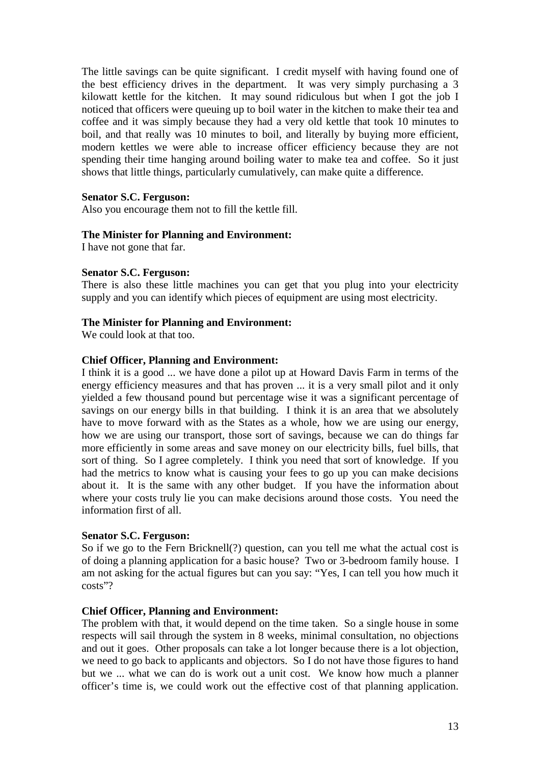The little savings can be quite significant. I credit myself with having found one of the best efficiency drives in the department. It was very simply purchasing a 3 kilowatt kettle for the kitchen. It may sound ridiculous but when I got the job I noticed that officers were queuing up to boil water in the kitchen to make their tea and coffee and it was simply because they had a very old kettle that took 10 minutes to boil, and that really was 10 minutes to boil, and literally by buying more efficient, modern kettles we were able to increase officer efficiency because they are not spending their time hanging around boiling water to make tea and coffee. So it just shows that little things, particularly cumulatively, can make quite a difference.

**Senator S.C. Ferguson:**
Also you encourage them not to fill the kettle fill.

**The Minister for Planning and Environment:**
I have not gone that far.

**Senator S.C. Ferguson:**
There is also these little machines you can get that you plug into your electricity supply and you can identify which pieces of equipment are using most electricity.

**The Minister for Planning and Environment:**
We could look at that too.

**Chief Officer, Planning and Environment:**
I think it is a good ... we have done a pilot up at Howard Davis Farm in terms of the energy efficiency measures and that has proven ... it is a very small pilot and it only yielded a few thousand pound but percentage wise it was a significant percentage of savings on our energy bills in that building. I think it is an area that we absolutely have to move forward with as the States as a whole, how we are using our energy, how we are using our transport, those sort of savings, because we can do things far more efficiently in some areas and save money on our electricity bills, fuel bills, that sort of thing. So I agree completely. I think you need that sort of knowledge. If you had the metrics to know what is causing your fees to go up you can make decisions about it. It is the same with any other budget. If you have the information about where your costs truly lie you can make decisions around those costs. You need the information first of all.

**Senator S.C. Ferguson:**
So if we go to the Fern Bricknell(?) question, can you tell me what the actual cost is of doing a planning application for a basic house? Two or 3-bedroom family house. I am not asking for the actual figures but can you say: "Yes, I can tell you how much it costs"?

**Chief Officer, Planning and Environment:**
The problem with that, it would depend on the time taken. So a single house in some respects will sail through the system in 8 weeks, minimal consultation, no objections and out it goes. Other proposals can take a lot longer because there is a lot objection, we need to go back to applicants and objectors. So I do not have those figures to hand but we ... what we can do is work out a unit cost. We know how much a planner officer's time is, we could work out the effective cost of that planning application.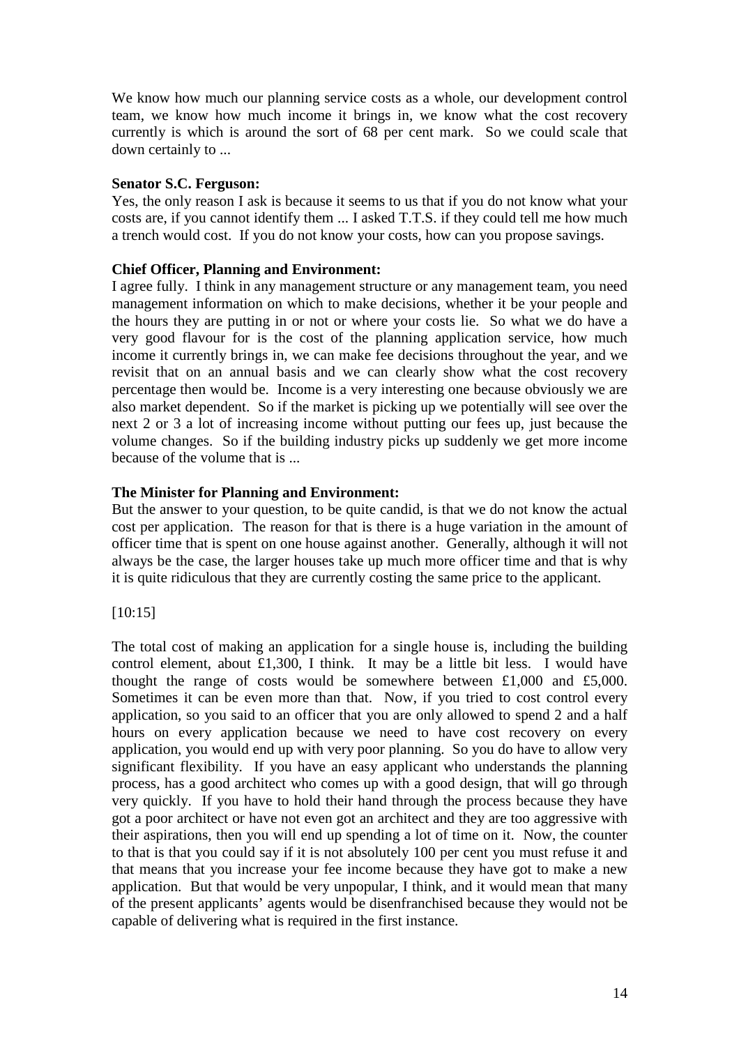We know how much our planning service costs as a whole, our development control team, we know how much income it brings in, we know what the cost recovery currently is which is around the sort of 68 per cent mark. So we could scale that down certainly to ...

**Senator S.C. Ferguson:**

Yes, the only reason I ask is because it seems to us that if you do not know what your costs are, if you cannot identify them ... I asked T.T.S. if they could tell me how much a trench would cost. If you do not know your costs, how can you propose savings.

**Chief Officer, Planning and Environment:**

I agree fully. I think in any management structure or any management team, you need management information on which to make decisions, whether it be your people and the hours they are putting in or not or where your costs lie. So what we do have a very good flavour for is the cost of the planning application service, how much income it currently brings in, we can make fee decisions throughout the year, and we revisit that on an annual basis and we can clearly show what the cost recovery percentage then would be. Income is a very interesting one because obviously we are also market dependent. So if the market is picking up we potentially will see over the next 2 or 3 a lot of increasing income without putting our fees up, just because the volume changes. So if the building industry picks up suddenly we get more income because of the volume that is ...

**The Minister for Planning and Environment:**

But the answer to your question, to be quite candid, is that we do not know the actual cost per application. The reason for that is there is a huge variation in the amount of officer time that is spent on one house against another. Generally, although it will not always be the case, the larger houses take up much more officer time and that is why it is quite ridiculous that they are currently costing the same price to the applicant.

[10:15]

The total cost of making an application for a single house is, including the building control element, about £1,300, I think. It may be a little bit less. I would have thought the range of costs would be somewhere between £1,000 and £5,000. Sometimes it can be even more than that. Now, if you tried to cost control every application, so you said to an officer that you are only allowed to spend 2 and a half hours on every application because we need to have cost recovery on every application, you would end up with very poor planning. So you do have to allow very significant flexibility. If you have an easy applicant who understands the planning process, has a good architect who comes up with a good design, that will go through very quickly. If you have to hold their hand through the process because they have got a poor architect or have not even got an architect and they are too aggressive with their aspirations, then you will end up spending a lot of time on it. Now, the counter to that is that you could say if it is not absolutely 100 per cent you must refuse it and that means that you increase your fee income because they have got to make a new application. But that would be very unpopular, I think, and it would mean that many of the present applicants' agents would be disenfranchised because they would not be capable of delivering what is required in the first instance.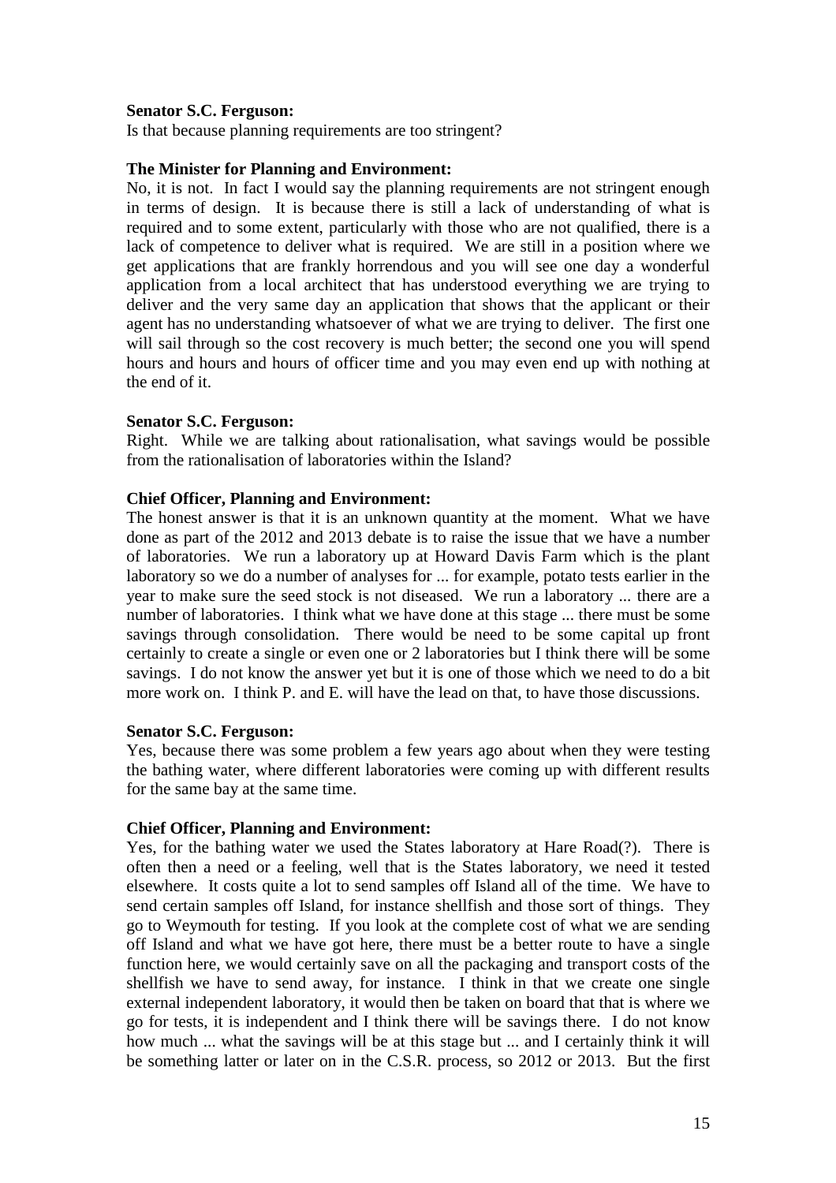**Senator S.C. Ferguson:**
Is that because planning requirements are too stringent?

**The Minister for Planning and Environment:**
No, it is not. In fact I would say the planning requirements are not stringent enough in terms of design. It is because there is still a lack of understanding of what is required and to some extent, particularly with those who are not qualified, there is a lack of competence to deliver what is required. We are still in a position where we get applications that are frankly horrendous and you will see one day a wonderful application from a local architect that has understood everything we are trying to deliver and the very same day an application that shows that the applicant or their agent has no understanding whatsoever of what we are trying to deliver. The first one will sail through so the cost recovery is much better; the second one you will spend hours and hours and hours of officer time and you may even end up with nothing at the end of it.

**Senator S.C. Ferguson:**
Right. While we are talking about rationalisation, what savings would be possible from the rationalisation of laboratories within the Island?

**Chief Officer, Planning and Environment:**
The honest answer is that it is an unknown quantity at the moment. What we have done as part of the 2012 and 2013 debate is to raise the issue that we have a number of laboratories. We run a laboratory up at Howard Davis Farm which is the plant laboratory so we do a number of analyses for ... for example, potato tests earlier in the year to make sure the seed stock is not diseased. We run a laboratory ... there are a number of laboratories. I think what we have done at this stage ... there must be some savings through consolidation. There would be need to be some capital up front certainly to create a single or even one or 2 laboratories but I think there will be some savings. I do not know the answer yet but it is one of those which we need to do a bit more work on. I think P. and E. will have the lead on that, to have those discussions.

**Senator S.C. Ferguson:**
Yes, because there was some problem a few years ago about when they were testing the bathing water, where different laboratories were coming up with different results for the same bay at the same time.

**Chief Officer, Planning and Environment:**
Yes, for the bathing water we used the States laboratory at Hare Road(?). There is often then a need or a feeling, well that is the States laboratory, we need it tested elsewhere. It costs quite a lot to send samples off Island all of the time. We have to send certain samples off Island, for instance shellfish and those sort of things. They go to Weymouth for testing. If you look at the complete cost of what we are sending off Island and what we have got here, there must be a better route to have a single function here, we would certainly save on all the packaging and transport costs of the shellfish we have to send away, for instance. I think in that we create one single external independent laboratory, it would then be taken on board that that is where we go for tests, it is independent and I think there will be savings there. I do not know how much ... what the savings will be at this stage but ... and I certainly think it will be something latter or later on in the C.S.R. process, so 2012 or 2013. But the first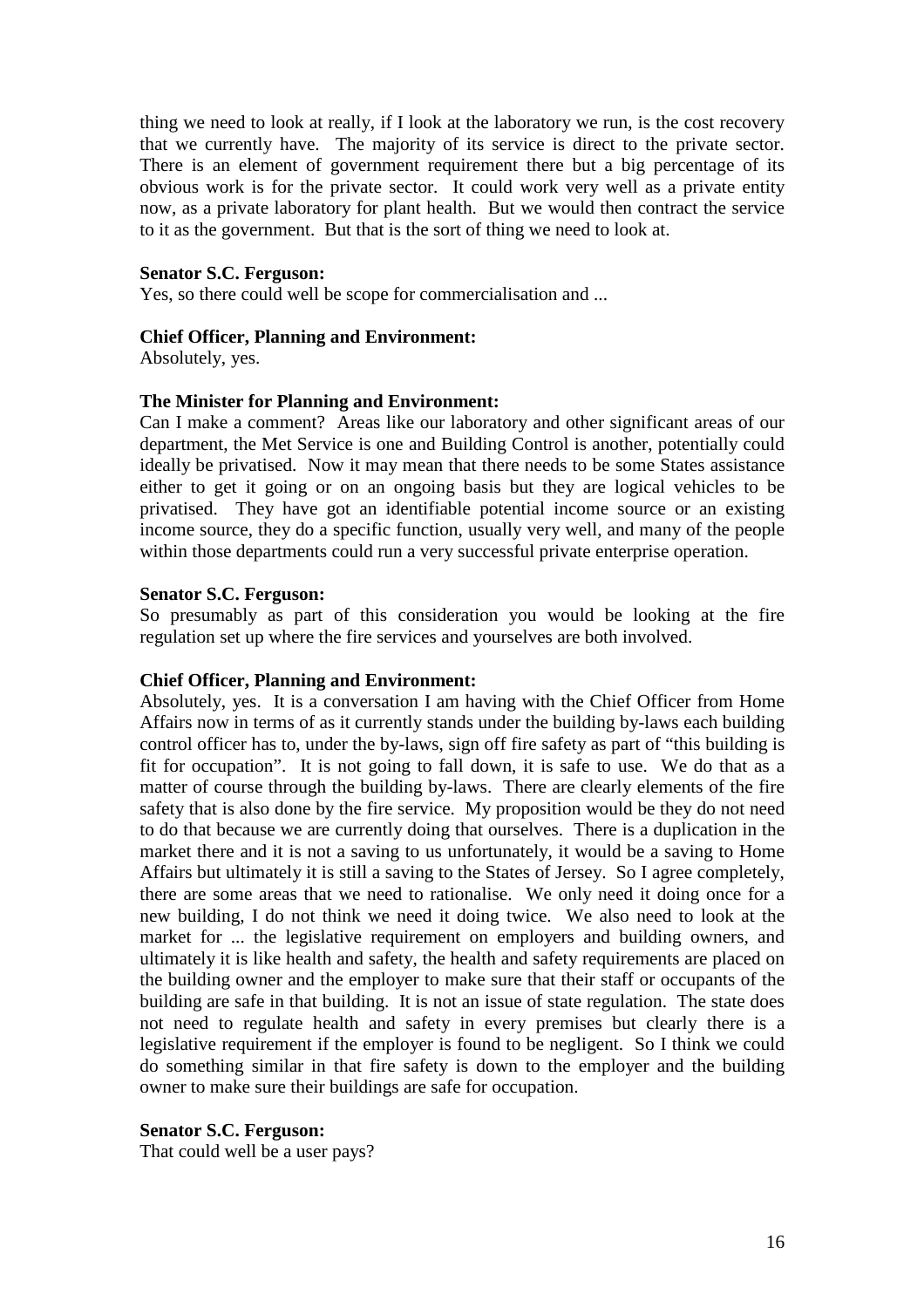thing we need to look at really, if I look at the laboratory we run, is the cost recovery that we currently have. The majority of its service is direct to the private sector. There is an element of government requirement there but a big percentage of its obvious work is for the private sector. It could work very well as a private entity now, as a private laboratory for plant health. But we would then contract the service to it as the government. But that is the sort of thing we need to look at.

**Senator S.C. Ferguson:**
Yes, so there could well be scope for commercialisation and ...

**Chief Officer, Planning and Environment:**
Absolutely, yes.

**The Minister for Planning and Environment:**
Can I make a comment? Areas like our laboratory and other significant areas of our department, the Met Service is one and Building Control is another, potentially could ideally be privatised. Now it may mean that there needs to be some States assistance either to get it going or on an ongoing basis but they are logical vehicles to be privatised. They have got an identifiable potential income source or an existing income source, they do a specific function, usually very well, and many of the people within those departments could run a very successful private enterprise operation.

**Senator S.C. Ferguson:**
So presumably as part of this consideration you would be looking at the fire regulation set up where the fire services and yourselves are both involved.

**Chief Officer, Planning and Environment:**
Absolutely, yes. It is a conversation I am having with the Chief Officer from Home Affairs now in terms of as it currently stands under the building by-laws each building control officer has to, under the by-laws, sign off fire safety as part of "this building is fit for occupation". It is not going to fall down, it is safe to use. We do that as a matter of course through the building by-laws. There are clearly elements of the fire safety that is also done by the fire service. My proposition would be they do not need to do that because we are currently doing that ourselves. There is a duplication in the market there and it is not a saving to us unfortunately, it would be a saving to Home Affairs but ultimately it is still a saving to the States of Jersey. So I agree completely, there are some areas that we need to rationalise. We only need it doing once for a new building, I do not think we need it doing twice. We also need to look at the market for ... the legislative requirement on employers and building owners, and ultimately it is like health and safety, the health and safety requirements are placed on the building owner and the employer to make sure that their staff or occupants of the building are safe in that building. It is not an issue of state regulation. The state does not need to regulate health and safety in every premises but clearly there is a legislative requirement if the employer is found to be negligent. So I think we could do something similar in that fire safety is down to the employer and the building owner to make sure their buildings are safe for occupation.

**Senator S.C. Ferguson:**
That could well be a user pays?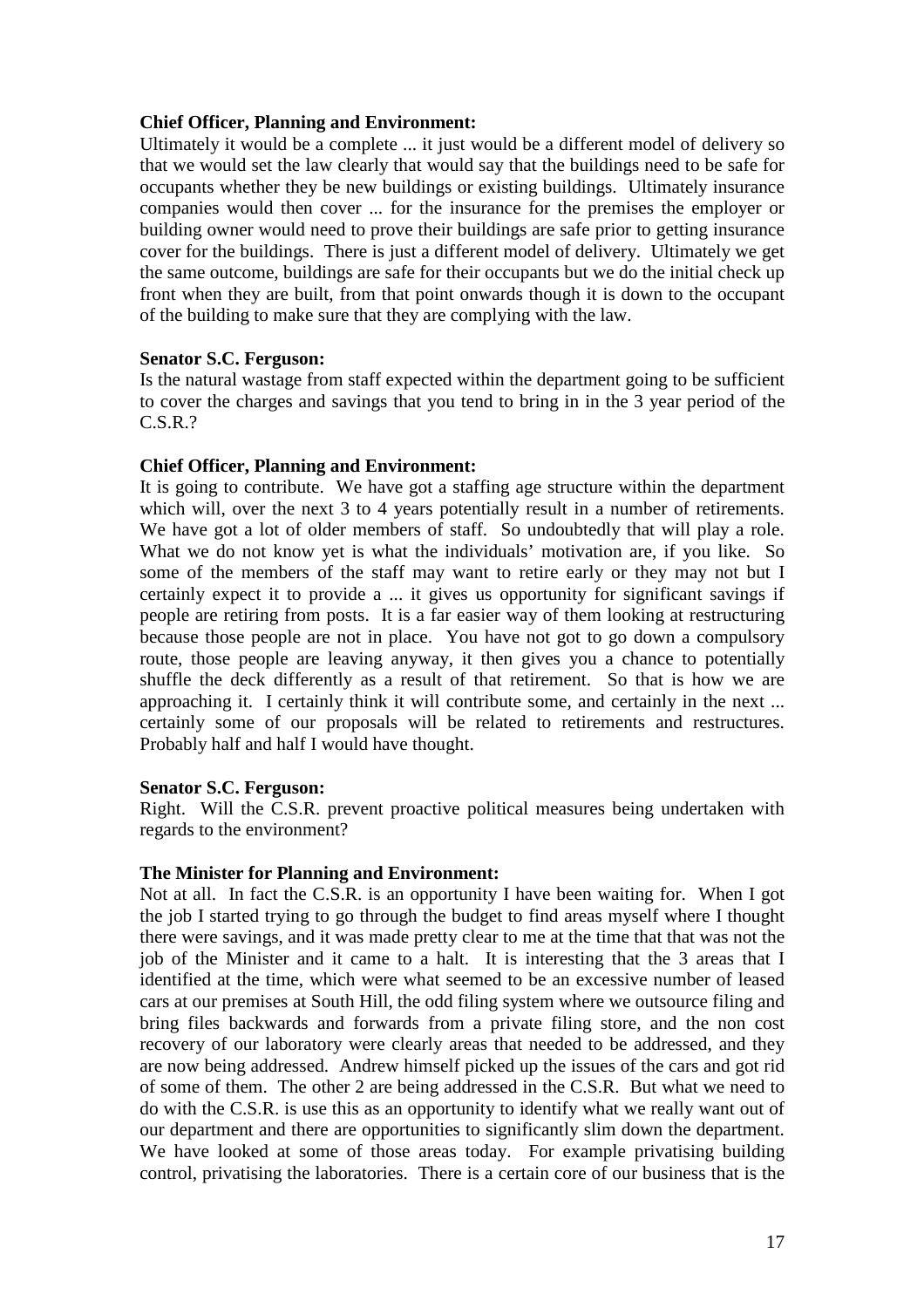**Chief Officer, Planning and Environment:**

Ultimately it would be a complete ... it just would be a different model of delivery so that we would set the law clearly that would say that the buildings need to be safe for occupants whether they be new buildings or existing buildings. Ultimately insurance companies would then cover ... for the insurance for the premises the employer or building owner would need to prove their buildings are safe prior to getting insurance cover for the buildings. There is just a different model of delivery. Ultimately we get the same outcome, buildings are safe for their occupants but we do the initial check up front when they are built, from that point onwards though it is down to the occupant of the building to make sure that they are complying with the law.

**Senator S.C. Ferguson:**

Is the natural wastage from staff expected within the department going to be sufficient to cover the charges and savings that you tend to bring in in the 3 year period of the C.S.R.?

**Chief Officer, Planning and Environment:**

It is going to contribute. We have got a staffing age structure within the department which will, over the next 3 to 4 years potentially result in a number of retirements. We have got a lot of older members of staff. So undoubtedly that will play a role. What we do not know yet is what the individuals' motivation are, if you like. So some of the members of the staff may want to retire early or they may not but I certainly expect it to provide a ... it gives us opportunity for significant savings if people are retiring from posts. It is a far easier way of them looking at restructuring because those people are not in place. You have not got to go down a compulsory route, those people are leaving anyway, it then gives you a chance to potentially shuffle the deck differently as a result of that retirement. So that is how we are approaching it. I certainly think it will contribute some, and certainly in the next ... certainly some of our proposals will be related to retirements and restructures. Probably half and half I would have thought.

**Senator S.C. Ferguson:**

Right. Will the C.S.R. prevent proactive political measures being undertaken with regards to the environment?

**The Minister for Planning and Environment:**

Not at all. In fact the C.S.R. is an opportunity I have been waiting for. When I got the job I started trying to go through the budget to find areas myself where I thought there were savings, and it was made pretty clear to me at the time that that was not the job of the Minister and it came to a halt. It is interesting that the 3 areas that I identified at the time, which were what seemed to be an excessive number of leased cars at our premises at South Hill, the odd filing system where we outsource filing and bring files backwards and forwards from a private filing store, and the non cost recovery of our laboratory were clearly areas that needed to be addressed, and they are now being addressed. Andrew himself picked up the issues of the cars and got rid of some of them. The other 2 are being addressed in the C.S.R. But what we need to do with the C.S.R. is use this as an opportunity to identify what we really want out of our department and there are opportunities to significantly slim down the department. We have looked at some of those areas today. For example privatising building control, privatising the laboratories. There is a certain core of our business that is the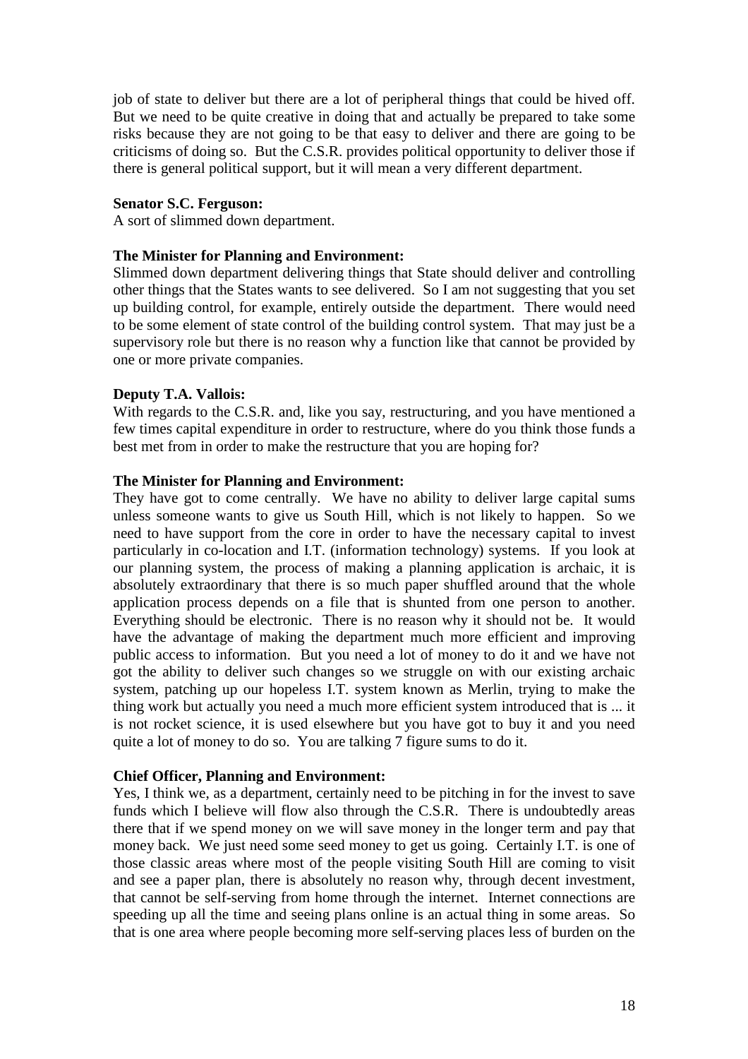job of state to deliver but there are a lot of peripheral things that could be hived off. But we need to be quite creative in doing that and actually be prepared to take some risks because they are not going to be that easy to deliver and there are going to be criticisms of doing so. But the C.S.R. provides political opportunity to deliver those if there is general political support, but it will mean a very different department.

**Senator S.C. Ferguson:**

A sort of slimmed down department.

**The Minister for Planning and Environment:**

Slimmed down department delivering things that State should deliver and controlling other things that the States wants to see delivered. So I am not suggesting that you set up building control, for example, entirely outside the department. There would need to be some element of state control of the building control system. That may just be a supervisory role but there is no reason why a function like that cannot be provided by one or more private companies.

**Deputy T.A. Vallois:**

With regards to the C.S.R. and, like you say, restructuring, and you have mentioned a few times capital expenditure in order to restructure, where do you think those funds a best met from in order to make the restructure that you are hoping for?

**The Minister for Planning and Environment:**

They have got to come centrally. We have no ability to deliver large capital sums unless someone wants to give us South Hill, which is not likely to happen. So we need to have support from the core in order to have the necessary capital to invest particularly in co-location and I.T. (information technology) systems. If you look at our planning system, the process of making a planning application is archaic, it is absolutely extraordinary that there is so much paper shuffled around that the whole application process depends on a file that is shunted from one person to another. Everything should be electronic. There is no reason why it should not be. It would have the advantage of making the department much more efficient and improving public access to information. But you need a lot of money to do it and we have not got the ability to deliver such changes so we struggle on with our existing archaic system, patching up our hopeless I.T. system known as Merlin, trying to make the thing work but actually you need a much more efficient system introduced that is ... it is not rocket science, it is used elsewhere but you have got to buy it and you need quite a lot of money to do so. You are talking 7 figure sums to do it.

**Chief Officer, Planning and Environment:**

Yes, I think we, as a department, certainly need to be pitching in for the invest to save funds which I believe will flow also through the C.S.R. There is undoubtedly areas there that if we spend money on we will save money in the longer term and pay that money back. We just need some seed money to get us going. Certainly I.T. is one of those classic areas where most of the people visiting South Hill are coming to visit and see a paper plan, there is absolutely no reason why, through decent investment, that cannot be self-serving from home through the internet. Internet connections are speeding up all the time and seeing plans online is an actual thing in some areas. So that is one area where people becoming more self-serving places less of burden on the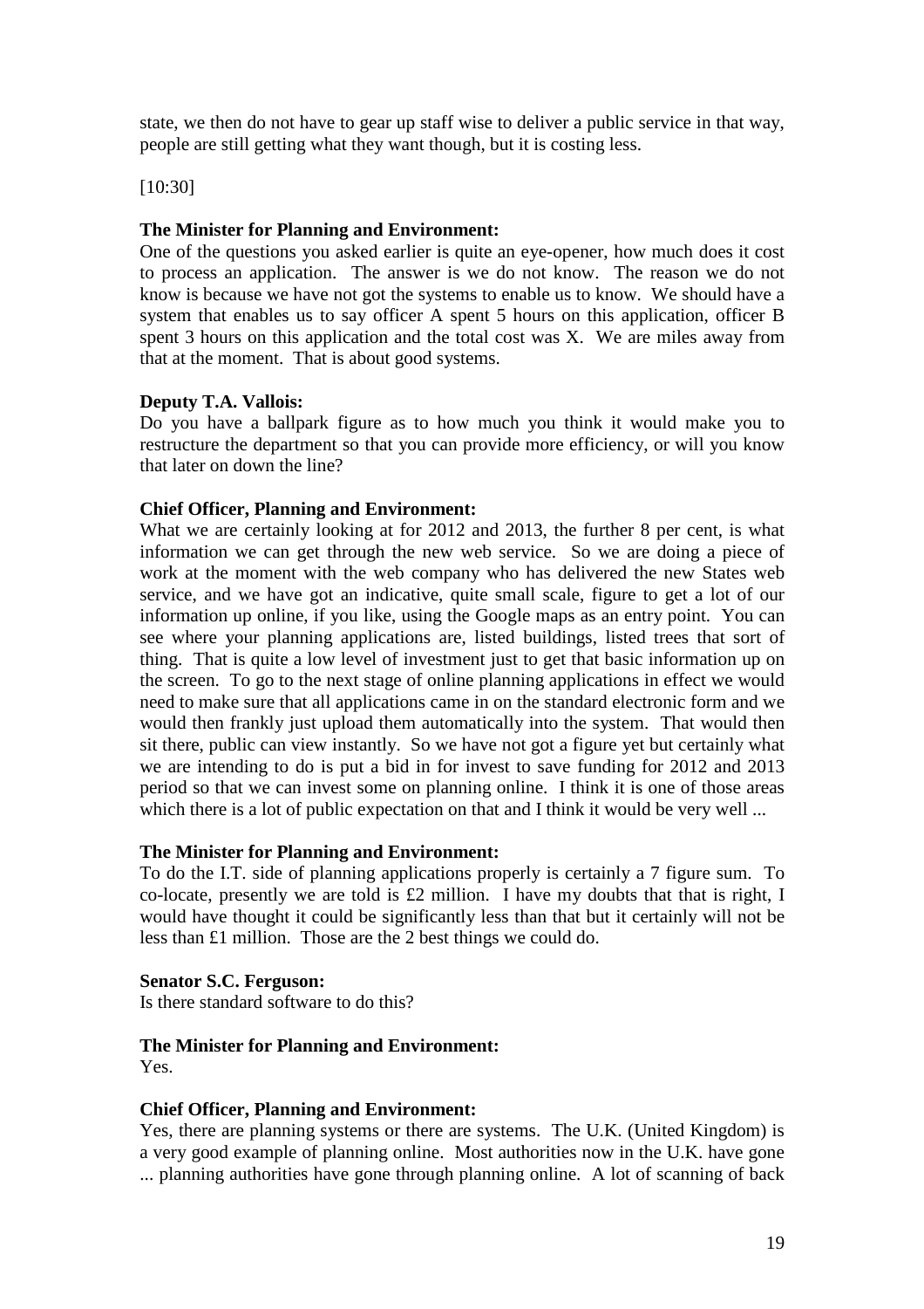state, we then do not have to gear up staff wise to deliver a public service in that way, people are still getting what they want though, but it is costing less.

[10:30]

**The Minister for Planning and Environment:**
One of the questions you asked earlier is quite an eye-opener, how much does it cost to process an application. The answer is we do not know. The reason we do not know is because we have not got the systems to enable us to know. We should have a system that enables us to say officer A spent 5 hours on this application, officer B spent 3 hours on this application and the total cost was X. We are miles away from that at the moment. That is about good systems.

**Deputy T.A. Vallois:**
Do you have a ballpark figure as to how much you think it would make you to restructure the department so that you can provide more efficiency, or will you know that later on down the line?

**Chief Officer, Planning and Environment:**
What we are certainly looking at for 2012 and 2013, the further 8 per cent, is what information we can get through the new web service. So we are doing a piece of work at the moment with the web company who has delivered the new States web service, and we have got an indicative, quite small scale, figure to get a lot of our information up online, if you like, using the Google maps as an entry point. You can see where your planning applications are, listed buildings, listed trees that sort of thing. That is quite a low level of investment just to get that basic information up on the screen. To go to the next stage of online planning applications in effect we would need to make sure that all applications came in on the standard electronic form and we would then frankly just upload them automatically into the system. That would then sit there, public can view instantly. So we have not got a figure yet but certainly what we are intending to do is put a bid in for invest to save funding for 2012 and 2013 period so that we can invest some on planning online. I think it is one of those areas which there is a lot of public expectation on that and I think it would be very well ...

**The Minister for Planning and Environment:**
To do the I.T. side of planning applications properly is certainly a 7 figure sum. To co-locate, presently we are told is £2 million. I have my doubts that that is right, I would have thought it could be significantly less than that but it certainly will not be less than £1 million. Those are the 2 best things we could do.

**Senator S.C. Ferguson:**
Is there standard software to do this?

**The Minister for Planning and Environment:**
Yes.

**Chief Officer, Planning and Environment:**
Yes, there are planning systems or there are systems. The U.K. (United Kingdom) is a very good example of planning online. Most authorities now in the U.K. have gone ... planning authorities have gone through planning online. A lot of scanning of back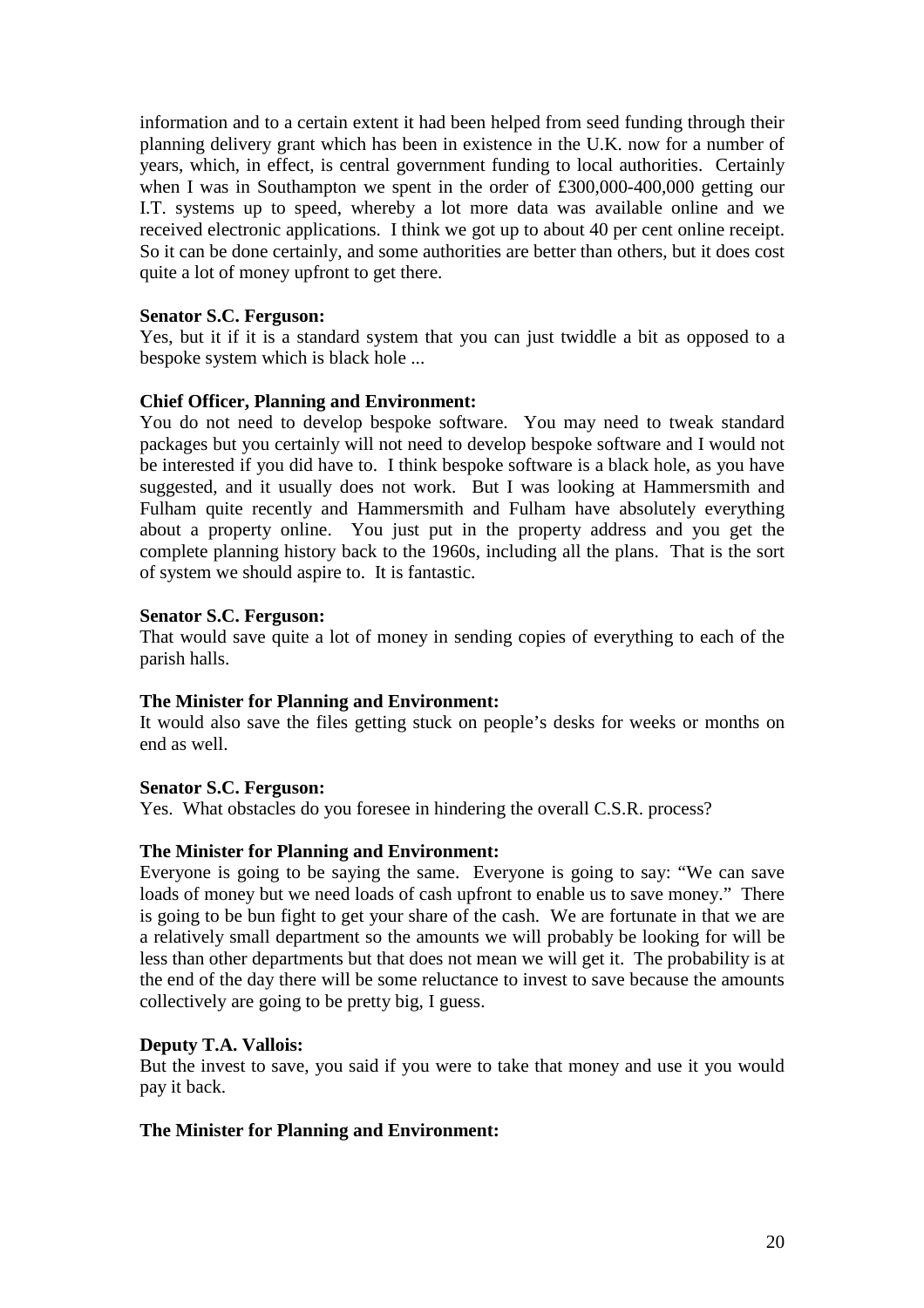information and to a certain extent it had been helped from seed funding through their planning delivery grant which has been in existence in the U.K. now for a number of years, which, in effect, is central government funding to local authorities. Certainly when I was in Southampton we spent in the order of £300,000-400,000 getting our I.T. systems up to speed, whereby a lot more data was available online and we received electronic applications. I think we got up to about 40 per cent online receipt. So it can be done certainly, and some authorities are better than others, but it does cost quite a lot of money upfront to get there.

**Senator S.C. Ferguson:**
Yes, but it if it is a standard system that you can just twiddle a bit as opposed to a bespoke system which is black hole ...

**Chief Officer, Planning and Environment:**
You do not need to develop bespoke software. You may need to tweak standard packages but you certainly will not need to develop bespoke software and I would not be interested if you did have to. I think bespoke software is a black hole, as you have suggested, and it usually does not work. But I was looking at Hammersmith and Fulham quite recently and Hammersmith and Fulham have absolutely everything about a property online. You just put in the property address and you get the complete planning history back to the 1960s, including all the plans. That is the sort of system we should aspire to. It is fantastic.

**Senator S.C. Ferguson:**
That would save quite a lot of money in sending copies of everything to each of the parish halls.

**The Minister for Planning and Environment:**
It would also save the files getting stuck on people's desks for weeks or months on end as well.

**Senator S.C. Ferguson:**
Yes. What obstacles do you foresee in hindering the overall C.S.R. process?

**The Minister for Planning and Environment:**
Everyone is going to be saying the same. Everyone is going to say: "We can save loads of money but we need loads of cash upfront to enable us to save money." There is going to be bun fight to get your share of the cash. We are fortunate in that we are a relatively small department so the amounts we will probably be looking for will be less than other departments but that does not mean we will get it. The probability is at the end of the day there will be some reluctance to invest to save because the amounts collectively are going to be pretty big, I guess.

**Deputy T.A. Vallois:**
But the invest to save, you said if you were to take that money and use it you would pay it back.

**The Minister for Planning and Environment:**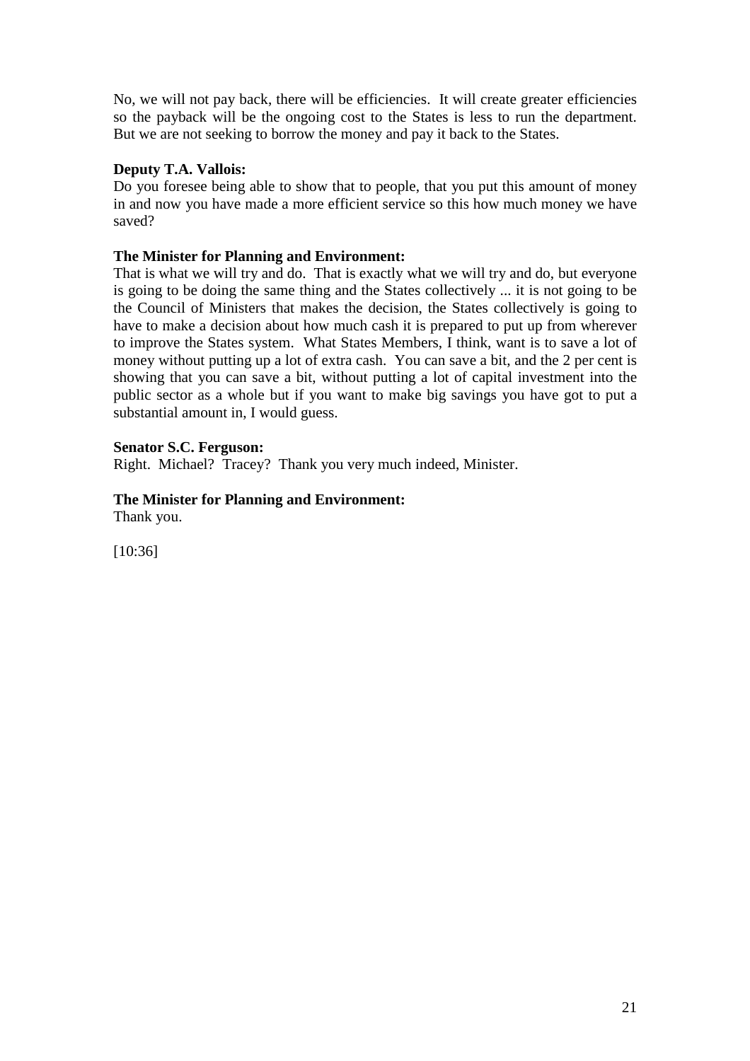No, we will not pay back, there will be efficiencies. It will create greater efficiencies so the payback will be the ongoing cost to the States is less to run the department. But we are not seeking to borrow the money and pay it back to the States.

**Deputy T.A. Vallois:**
Do you foresee being able to show that to people, that you put this amount of money in and now you have made a more efficient service so this how much money we have saved?

**The Minister for Planning and Environment:**
That is what we will try and do. That is exactly what we will try and do, but everyone is going to be doing the same thing and the States collectively ... it is not going to be the Council of Ministers that makes the decision, the States collectively is going to have to make a decision about how much cash it is prepared to put up from wherever to improve the States system. What States Members, I think, want is to save a lot of money without putting up a lot of extra cash. You can save a bit, and the 2 per cent is showing that you can save a bit, without putting a lot of capital investment into the public sector as a whole but if you want to make big savings you have got to put a substantial amount in, I would guess.

**Senator S.C. Ferguson:**
Right. Michael? Tracey? Thank you very much indeed, Minister.

**The Minister for Planning and Environment:**
Thank you.

[10:36]